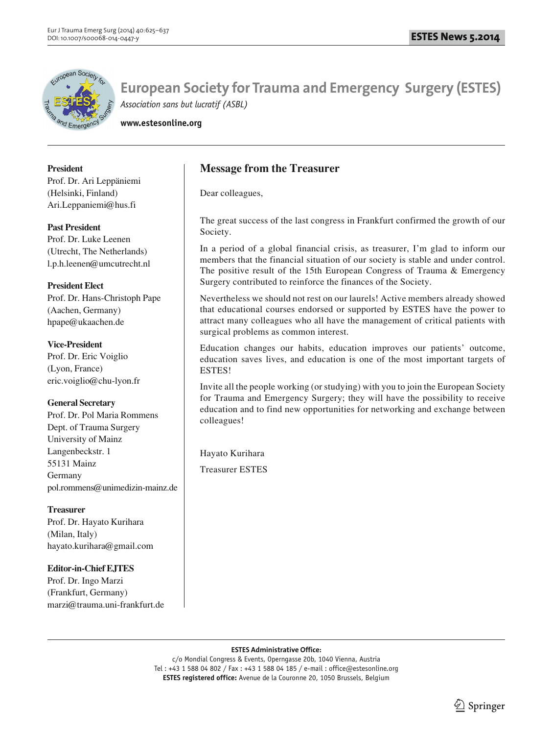# European Society for Trauma and Emergency Surgery (ESTES)

*Association sans but lucratif (ASBL)*

**www.estesonline.org**

**President**
Prof. Dr. Ari Leppäniemi
(Helsinki, Finland)
Ari.Leppaniemi@hus.fi

**Past President**
Prof. Dr. Luke Leenen
(Utrecht, The Netherlands)
l.p.h.leenen@umcutrecht.nl

**President Elect**
Prof. Dr. Hans-Christoph Pape
(Aachen, Germany)
hpape@ukaachen.de

**Vice-President**
Prof. Dr. Eric Voiglio
(Lyon, France)
eric.voiglio@chu-lyon.fr

**General Secretary**
Prof. Dr. Pol Maria Rommens
Dept. of Trauma Surgery
University of Mainz
Langenbeckstr. 1
55131 Mainz
Germany
pol.rommens@unimedizin-mainz.de

**Treasurer**
Prof. Dr. Hayato Kurihara
(Milan, Italy)
hayato.kurihara@gmail.com

**Editor-in-Chief EJTES**
Prof. Dr. Ingo Marzi
(Frankfurt, Germany)
marzi@trauma.uni-frankfurt.de

## Message from the Treasurer

Dear colleagues,

The great success of the last congress in Frankfurt confirmed the growth of our Society.

In a period of a global financial crisis, as treasurer, I'm glad to inform our members that the financial situation of our society is stable and under control. The positive result of the 15th European Congress of Trauma & Emergency Surgery contributed to reinforce the finances of the Society.

Nevertheless we should not rest on our laurels! Active members already showed that educational courses endorsed or supported by ESTES have the power to attract many colleagues who all have the management of critical patients with surgical problems as common interest.

Education changes our habits, education improves our patients' outcome, education saves lives, and education is one of the most important targets of ESTES!

Invite all the people working (or studying) with you to join the European Society for Trauma and Emergency Surgery; they will have the possibility to receive education and to find new opportunities for networking and exchange between colleagues!

Hayato Kurihara

Treasurer ESTES

**ESTES Administrative Office:**
c/o Mondial Congress & Events, Operngasse 20b, 1040 Vienna, Austria
Tel : +43 1 588 04 802 / Fax : +43 1 588 04 185 / e-mail : office@estesonline.org
**ESTES registered office:** Avenue de la Couronne 20, 1050 Brussels, Belgium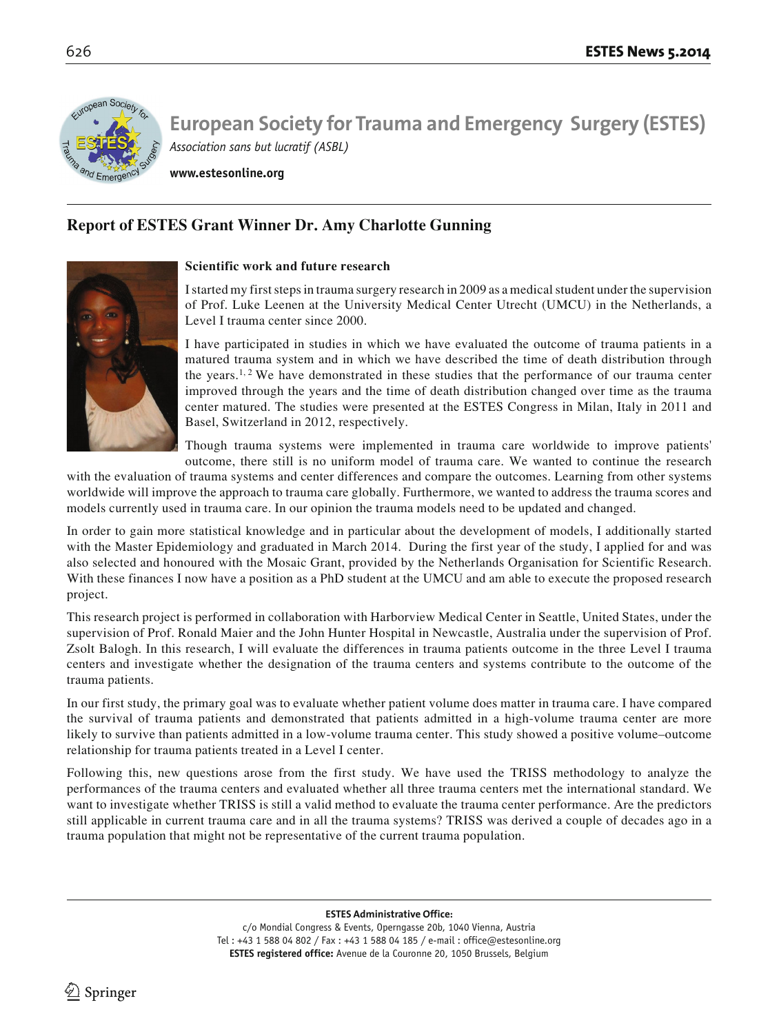# European Society for Trauma and Emergency Surgery (ESTES)

*Association sans but lucratif (ASBL)*

**www.estesonline.org**

## Report of ESTES Grant Winner Dr. Amy Charlotte Gunning

### Scientific work and future research

I started my first steps in trauma surgery research in 2009 as a medical student under the supervision of Prof. Luke Leenen at the University Medical Center Utrecht (UMCU) in the Netherlands, a Level I trauma center since 2000.

I have participated in studies in which we have evaluated the outcome of trauma patients in a matured trauma system and in which we have described the time of death distribution through the years.[1, 2] We have demonstrated in these studies that the performance of our trauma center improved through the years and the time of death distribution changed over time as the trauma center matured. The studies were presented at the ESTES Congress in Milan, Italy in 2011 and Basel, Switzerland in 2012, respectively.

Though trauma systems were implemented in trauma care worldwide to improve patients' outcome, there still is no uniform model of trauma care. We wanted to continue the research with the evaluation of trauma systems and center differences and compare the outcomes. Learning from other systems worldwide will improve the approach to trauma care globally. Furthermore, we wanted to address the trauma scores and models currently used in trauma care. In our opinion the trauma models need to be updated and changed.

In order to gain more statistical knowledge and in particular about the development of models, I additionally started with the Master Epidemiology and graduated in March 2014. During the first year of the study, I applied for and was also selected and honoured with the Mosaic Grant, provided by the Netherlands Organisation for Scientific Research. With these finances I now have a position as a PhD student at the UMCU and am able to execute the proposed research project.

This research project is performed in collaboration with Harborview Medical Center in Seattle, United States, under the supervision of Prof. Ronald Maier and the John Hunter Hospital in Newcastle, Australia under the supervision of Prof. Zsolt Balogh. In this research, I will evaluate the differences in trauma patients outcome in the three Level I trauma centers and investigate whether the designation of the trauma centers and systems contribute to the outcome of the trauma patients.

In our first study, the primary goal was to evaluate whether patient volume does matter in trauma care. I have compared the survival of trauma patients and demonstrated that patients admitted in a high-volume trauma center are more likely to survive than patients admitted in a low-volume trauma center. This study showed a positive volume–outcome relationship for trauma patients treated in a Level I center.

Following this, new questions arose from the first study. We have used the TRISS methodology to analyze the performances of the trauma centers and evaluated whether all three trauma centers met the international standard. We want to investigate whether TRISS is still a valid method to evaluate the trauma center performance. Are the predictors still applicable in current trauma care and in all the trauma systems? TRISS was derived a couple of decades ago in a trauma population that might not be representative of the current trauma population.

**ESTES Administrative Office:**
c/o Mondial Congress & Events, Operngasse 20b, 1040 Vienna, Austria
Tel : +43 1 588 04 802 / Fax : +43 1 588 04 185 / e-mail : office@estesonline.org
**ESTES registered office:** Avenue de la Couronne 20, 1050 Brussels, Belgium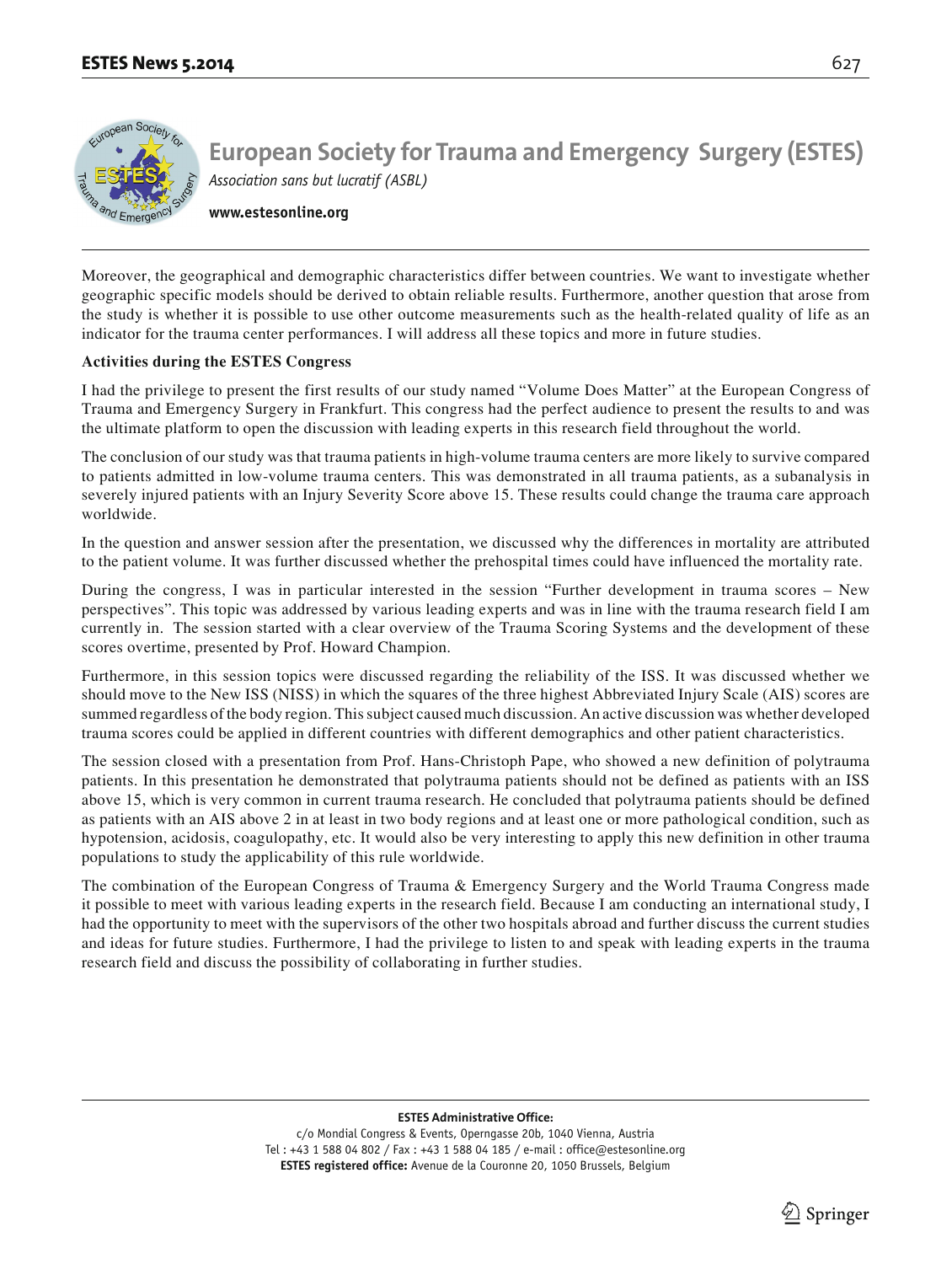Moreover, the geographical and demographic characteristics differ between countries. We want to investigate whether geographic specific models should be derived to obtain reliable results. Furthermore, another question that arose from the study is whether it is possible to use other outcome measurements such as the health-related quality of life as an indicator for the trauma center performances. I will address all these topics and more in future studies.

**Activities during the ESTES Congress**

I had the privilege to present the first results of our study named "Volume Does Matter" at the European Congress of Trauma and Emergency Surgery in Frankfurt. This congress had the perfect audience to present the results to and was the ultimate platform to open the discussion with leading experts in this research field throughout the world.

The conclusion of our study was that trauma patients in high-volume trauma centers are more likely to survive compared to patients admitted in low-volume trauma centers. This was demonstrated in all trauma patients, as a subanalysis in severely injured patients with an Injury Severity Score above 15. These results could change the trauma care approach worldwide.

In the question and answer session after the presentation, we discussed why the differences in mortality are attributed to the patient volume. It was further discussed whether the prehospital times could have influenced the mortality rate.

During the congress, I was in particular interested in the session "Further development in trauma scores – New perspectives". This topic was addressed by various leading experts and was in line with the trauma research field I am currently in. The session started with a clear overview of the Trauma Scoring Systems and the development of these scores overtime, presented by Prof. Howard Champion.

Furthermore, in this session topics were discussed regarding the reliability of the ISS. It was discussed whether we should move to the New ISS (NISS) in which the squares of the three highest Abbreviated Injury Scale (AIS) scores are summed regardless of the body region. This subject caused much discussion. An active discussion was whether developed trauma scores could be applied in different countries with different demographics and other patient characteristics.

The session closed with a presentation from Prof. Hans-Christoph Pape, who showed a new definition of polytrauma patients. In this presentation he demonstrated that polytrauma patients should not be defined as patients with an ISS above 15, which is very common in current trauma research. He concluded that polytrauma patients should be defined as patients with an AIS above 2 in at least in two body regions and at least one or more pathological condition, such as hypotension, acidosis, coagulopathy, etc. It would also be very interesting to apply this new definition in other trauma populations to study the applicability of this rule worldwide.

The combination of the European Congress of Trauma & Emergency Surgery and the World Trauma Congress made it possible to meet with various leading experts in the research field. Because I am conducting an international study, I had the opportunity to meet with the supervisors of the other two hospitals abroad and further discuss the current studies and ideas for future studies. Furthermore, I had the privilege to listen to and speak with leading experts in the trauma research field and discuss the possibility of collaborating in further studies.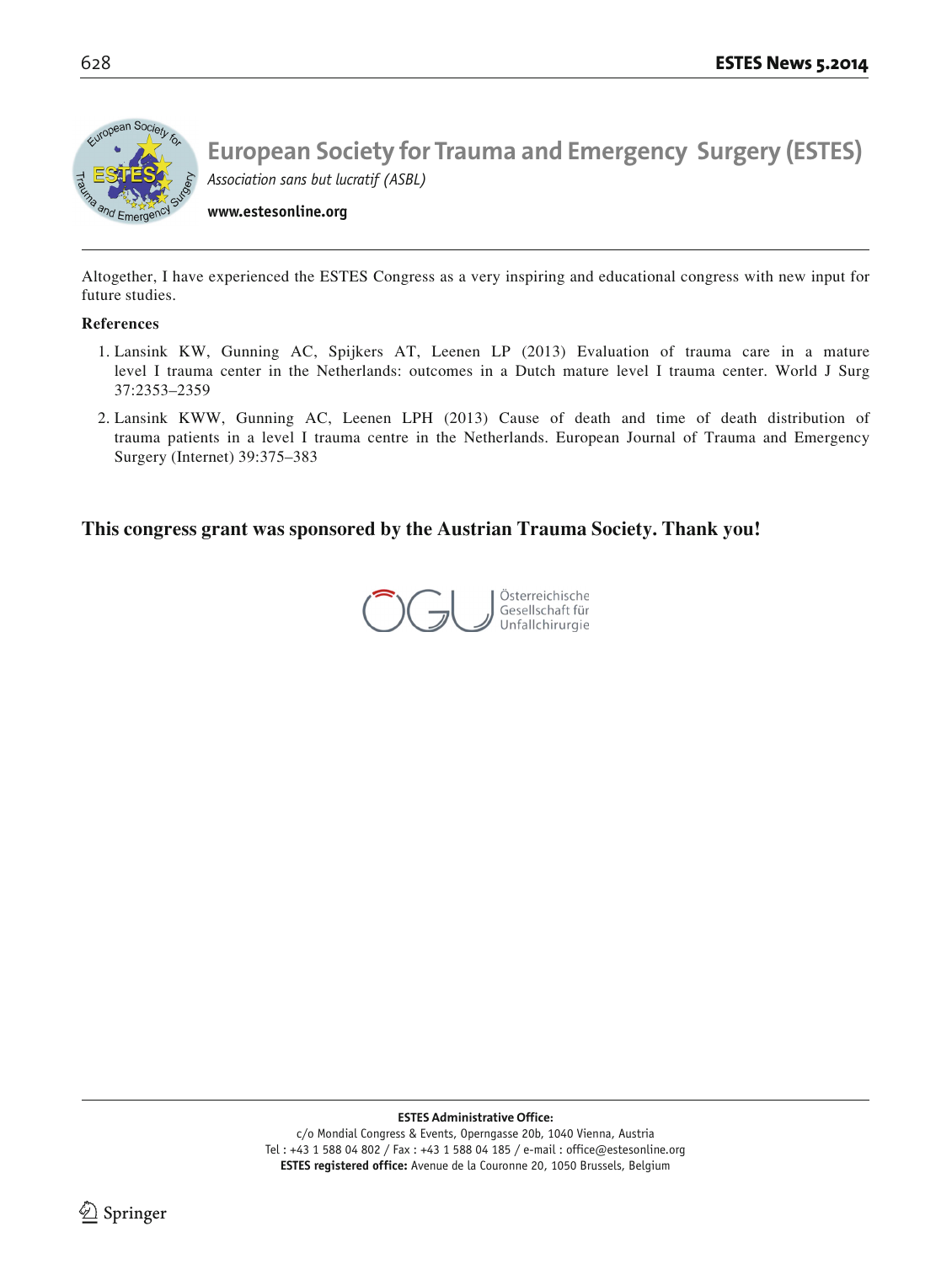Altogether, I have experienced the ESTES Congress as a very inspiring and educational congress with new input for future studies.

**References**

1. Lansink KW, Gunning AC, Spijkers AT, Leenen LP (2013) Evaluation of trauma care in a mature level I trauma center in the Netherlands: outcomes in a Dutch mature level I trauma center. World J Surg 37:2353–2359
2. Lansink KWW, Gunning AC, Leenen LPH (2013) Cause of death and time of death distribution of trauma patients in a level I trauma centre in the Netherlands. European Journal of Trauma and Emergency Surgery (Internet) 39:375–383

**This congress grant was sponsored by the Austrian Trauma Society. Thank you!**

ÖGU Österreichische Gesellschaft für Unfallchirurgie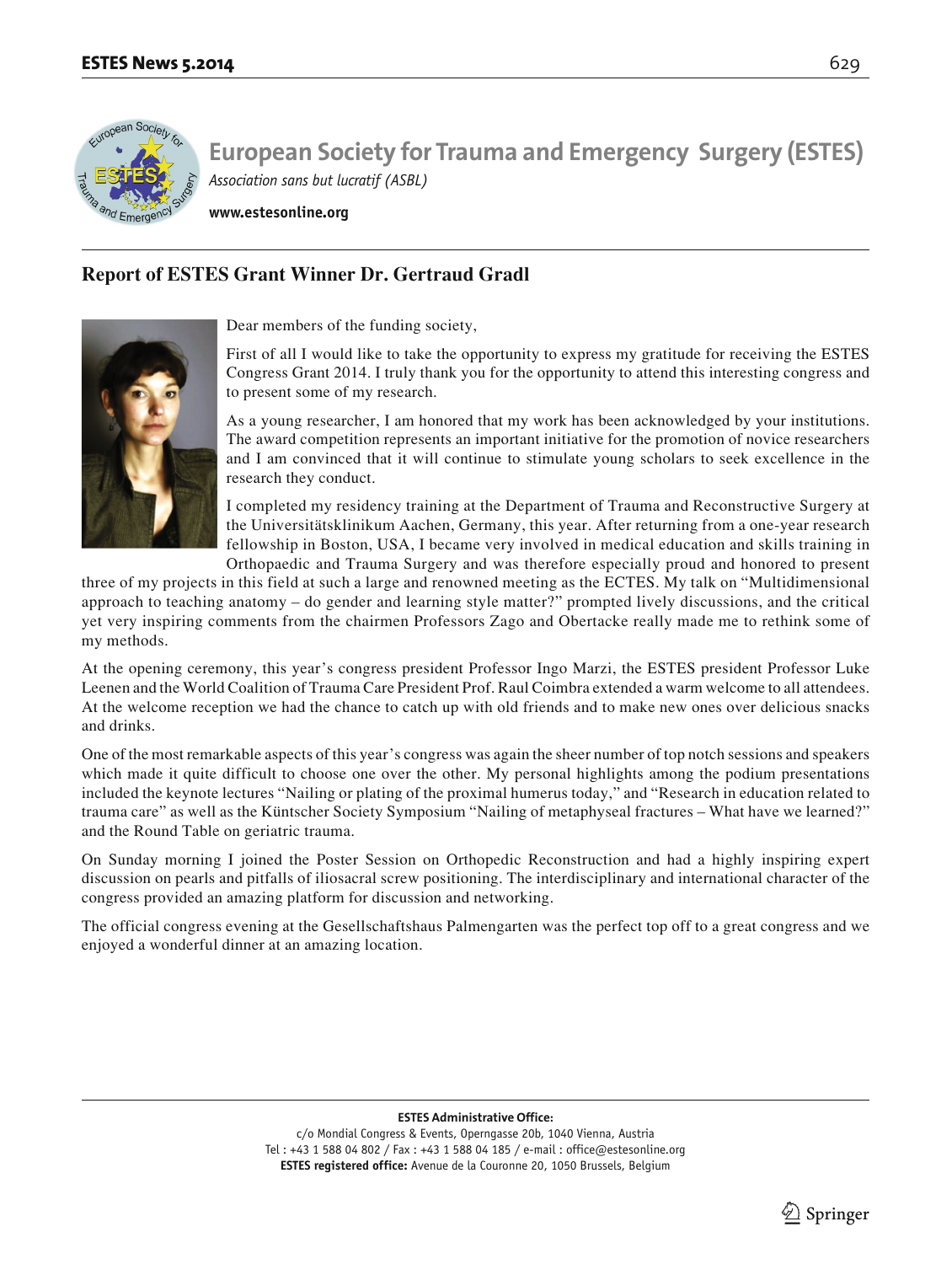# European Society for Trauma and Emergency Surgery (ESTES)

*Association sans but lucratif (ASBL)*

**www.estesonline.org**

## Report of ESTES Grant Winner Dr. Gertraud Gradl

Dear members of the funding society,

First of all I would like to take the opportunity to express my gratitude for receiving the ESTES Congress Grant 2014. I truly thank you for the opportunity to attend this interesting congress and to present some of my research.

As a young researcher, I am honored that my work has been acknowledged by your institutions. The award competition represents an important initiative for the promotion of novice researchers and I am convinced that it will continue to stimulate young scholars to seek excellence in the research they conduct.

I completed my residency training at the Department of Trauma and Reconstructive Surgery at the Universitätsklinikum Aachen, Germany, this year. After returning from a one-year research fellowship in Boston, USA, I became very involved in medical education and skills training in Orthopaedic and Trauma Surgery and was therefore especially proud and honored to present three of my projects in this field at such a large and renowned meeting as the ECTES. My talk on "Multidimensional approach to teaching anatomy – do gender and learning style matter?" prompted lively discussions, and the critical yet very inspiring comments from the chairmen Professors Zago and Obertacke really made me to rethink some of my methods.

At the opening ceremony, this year's congress president Professor Ingo Marzi, the ESTES president Professor Luke Leenen and the World Coalition of Trauma Care President Prof. Raul Coimbra extended a warm welcome to all attendees. At the welcome reception we had the chance to catch up with old friends and to make new ones over delicious snacks and drinks.

One of the most remarkable aspects of this year's congress was again the sheer number of top notch sessions and speakers which made it quite difficult to choose one over the other. My personal highlights among the podium presentations included the keynote lectures "Nailing or plating of the proximal humerus today," and "Research in education related to trauma care" as well as the Küntscher Society Symposium "Nailing of metaphyseal fractures – What have we learned?" and the Round Table on geriatric trauma.

On Sunday morning I joined the Poster Session on Orthopedic Reconstruction and had a highly inspiring expert discussion on pearls and pitfalls of iliosacral screw positioning. The interdisciplinary and international character of the congress provided an amazing platform for discussion and networking.

The official congress evening at the Gesellschaftshaus Palmengarten was the perfect top off to a great congress and we enjoyed a wonderful dinner at an amazing location.

**ESTES Administrative Office:**
c/o Mondial Congress & Events, Operngasse 20b, 1040 Vienna, Austria
Tel : +43 1 588 04 802 / Fax : +43 1 588 04 185 / e-mail : office@estesonline.org
**ESTES registered office:** Avenue de la Couronne 20, 1050 Brussels, Belgium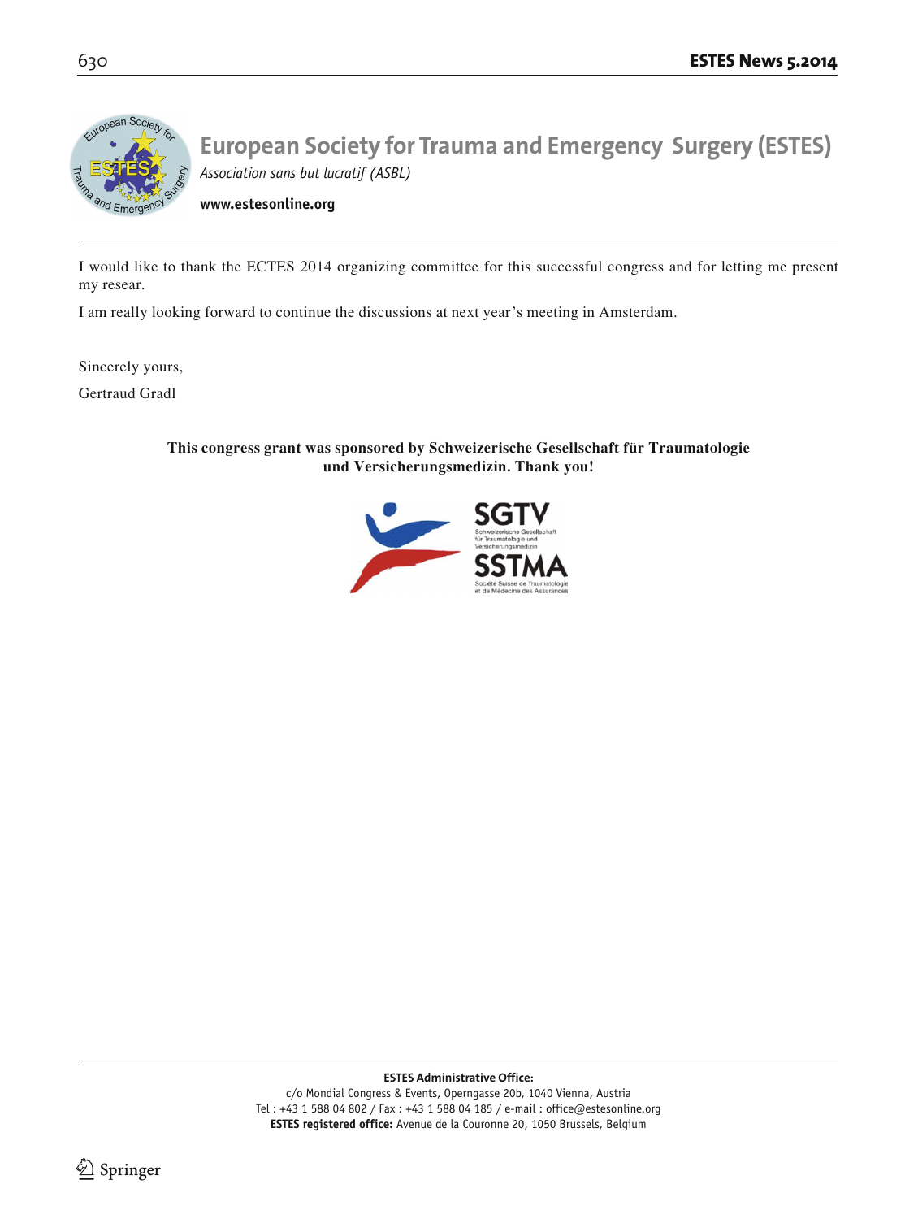# European Society for Trauma and Emergency Surgery (ESTES)

*Association sans but lucratif (ASBL)*

**www.estesonline.org**

I would like to thank the ECTES 2014 organizing committee for this successful congress and for letting me present my resear.

I am really looking forward to continue the discussions at next year's meeting in Amsterdam.

Sincerely yours,

Gertraud Gradl

**This congress grant was sponsored by Schweizerische Gesellschaft für Traumatologie und Versicherungsmedizin. Thank you!**

SGTV
Schweizerische Gesellschaft für Traumatologie und Versicherungsmedizin
SSTMA
Société Suisse de Traumatologie et de Médecine des Assurances

**ESTES Administrative Office:**
c/o Mondial Congress & Events, Operngasse 20b, 1040 Vienna, Austria
Tel : +43 1 588 04 802 / Fax : +43 1 588 04 185 / e-mail : office@estesonline.org
**ESTES registered office:** Avenue de la Couronne 20, 1050 Brussels, Belgium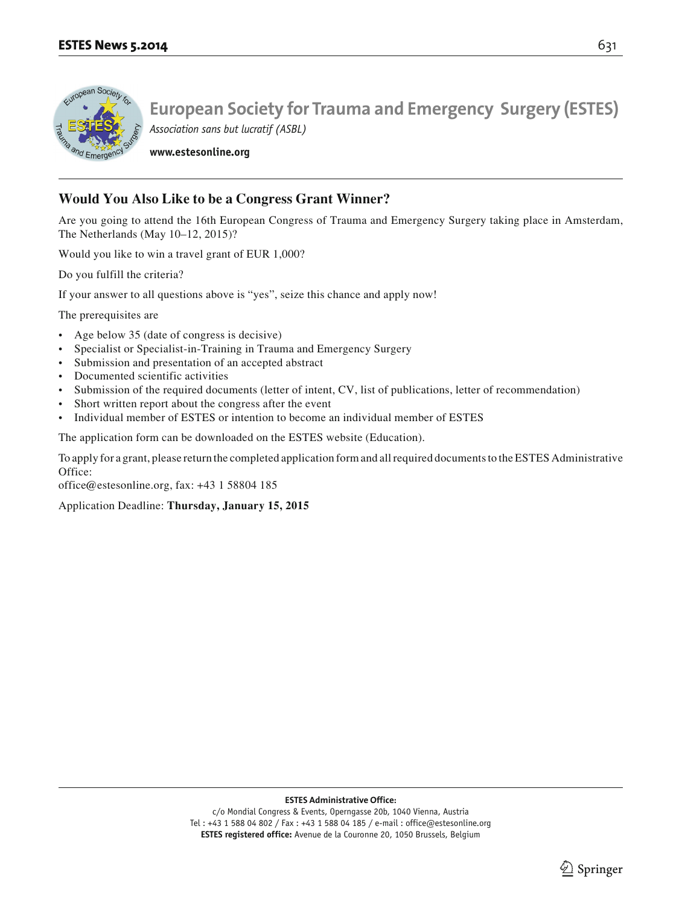# European Society for Trauma and Emergency Surgery (ESTES)

*Association sans but lucratif (ASBL)*

**www.estesonline.org**

## Would You Also Like to be a Congress Grant Winner?

Are you going to attend the 16th European Congress of Trauma and Emergency Surgery taking place in Amsterdam, The Netherlands (May 10–12, 2015)?

Would you like to win a travel grant of EUR 1,000?

Do you fulfill the criteria?

If your answer to all questions above is "yes", seize this chance and apply now!

The prerequisites are

- Age below 35 (date of congress is decisive)
- Specialist or Specialist-in-Training in Trauma and Emergency Surgery
- Submission and presentation of an accepted abstract
- Documented scientific activities
- Submission of the required documents (letter of intent, CV, list of publications, letter of recommendation)
- Short written report about the congress after the event
- Individual member of ESTES or intention to become an individual member of ESTES

The application form can be downloaded on the ESTES website (Education).

To apply for a grant, please return the completed application form and all required documents to the ESTES Administrative Office:
office@estesonline.org, fax: +43 1 58804 185

Application Deadline: **Thursday, January 15, 2015**

**ESTES Administrative Office:**
c/o Mondial Congress & Events, Operngasse 20b, 1040 Vienna, Austria
Tel : +43 1 588 04 802 / Fax : +43 1 588 04 185 / e-mail : office@estesonline.org
**ESTES registered office:** Avenue de la Couronne 20, 1050 Brussels, Belgium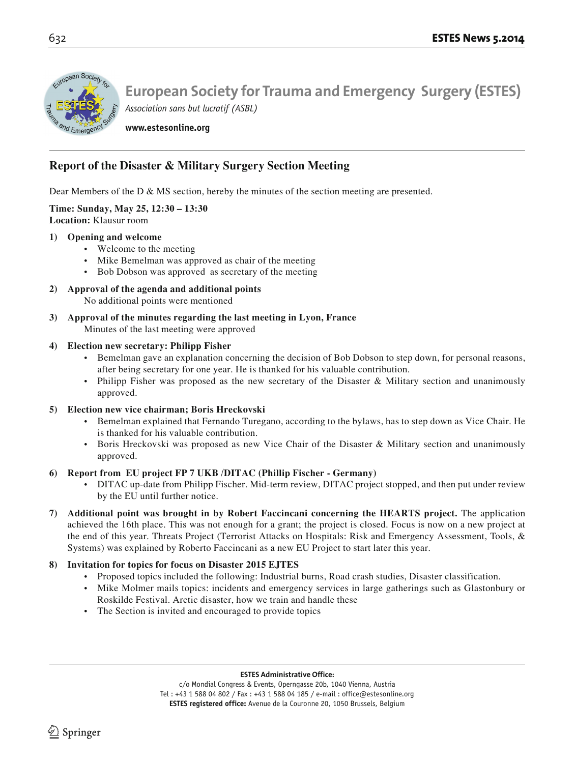# European Society for Trauma and Emergency Surgery (ESTES)

*Association sans but lucratif (ASBL)*

**www.estesonline.org**

## Report of the Disaster & Military Surgery Section Meeting

Dear Members of the D & MS section, hereby the minutes of the section meeting are presented.

**Time: Sunday, May 25, 12:30 – 13:30**
**Location:** Klausur room

1) **Opening and welcome**
   - Welcome to the meeting
   - Mike Bemelman was approved as chair of the meeting
   - Bob Dobson was approved as secretary of the meeting

2) **Approval of the agenda and additional points**
   No additional points were mentioned

3) **Approval of the minutes regarding the last meeting in Lyon, France**
   Minutes of the last meeting were approved

4) **Election new secretary: Philipp Fisher**
   - Bemelman gave an explanation concerning the decision of Bob Dobson to step down, for personal reasons, after being secretary for one year. He is thanked for his valuable contribution.
   - Philipp Fisher was proposed as the new secretary of the Disaster & Military section and unanimously approved.

5) **Election new vice chairman; Boris Hreckovski**
   - Bemelman explained that Fernando Turegano, according to the bylaws, has to step down as Vice Chair. He is thanked for his valuable contribution.
   - Boris Hreckovski was proposed as new Vice Chair of the Disaster & Military section and unanimously approved.

6) **Report from EU project FP 7 UKB /DITAC (Phillip Fischer - Germany)**
   - DITAC up-date from Philipp Fischer. Mid-term review, DITAC project stopped, and then put under review by the EU until further notice.

7) **Additional point was brought in by Robert Faccincani concerning the HEARTS project.** The application achieved the 16th place. This was not enough for a grant; the project is closed. Focus is now on a new project at the end of this year. Threats Project (Terrorist Attacks on Hospitals: Risk and Emergency Assessment, Tools, & Systems) was explained by Roberto Faccincani as a new EU Project to start later this year.

8) **Invitation for topics for focus on Disaster 2015 EJTES**
   - Proposed topics included the following: Industrial burns, Road crash studies, Disaster classification.
   - Mike Molmer mails topics: incidents and emergency services in large gatherings such as Glastonbury or Roskilde Festival. Arctic disaster, how we train and handle these
   - The Section is invited and encouraged to provide topics

**ESTES Administrative Office:**
c/o Mondial Congress & Events, Operngasse 20b, 1040 Vienna, Austria
Tel : +43 1 588 04 802 / Fax : +43 1 588 04 185 / e-mail : office@estesonline.org
**ESTES registered office:** Avenue de la Couronne 20, 1050 Brussels, Belgium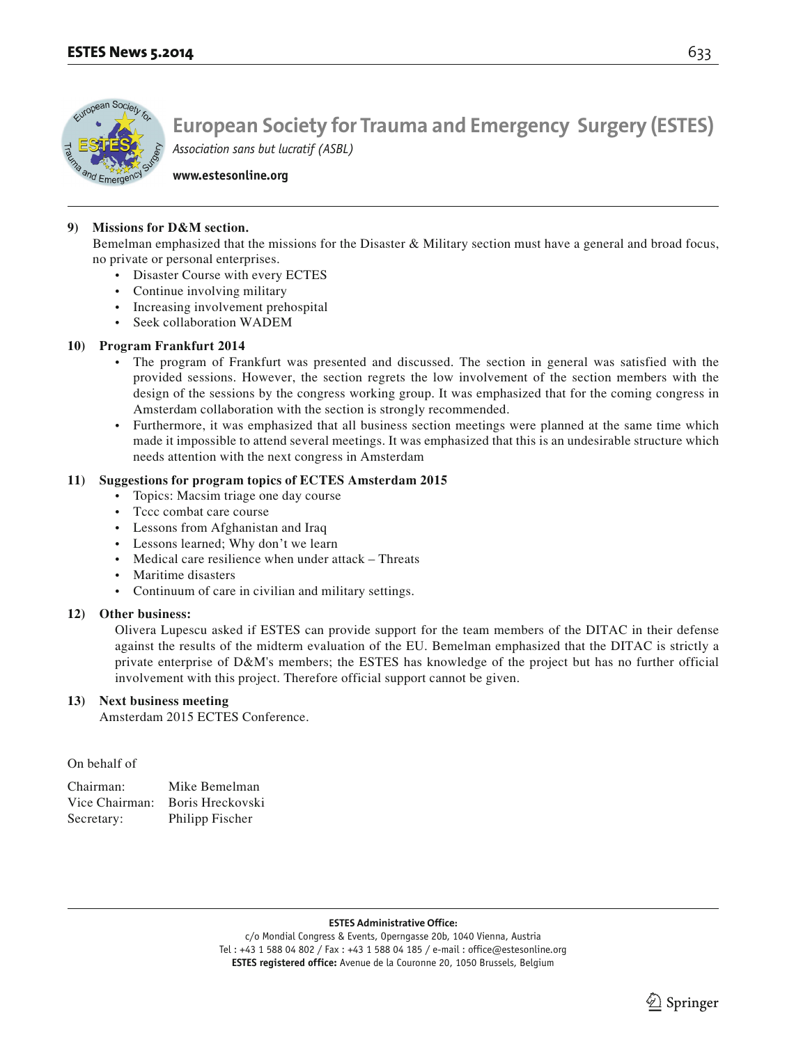# European Society for Trauma and Emergency Surgery (ESTES)

*Association sans but lucratif (ASBL)*

**www.estesonline.org**

**9) Missions for D&M section.**

Bemelman emphasized that the missions for the Disaster & Military section must have a general and broad focus, no private or personal enterprises.

- Disaster Course with every ECTES
- Continue involving military
- Increasing involvement prehospital
- Seek collaboration WADEM

**10) Program Frankfurt 2014**

- The program of Frankfurt was presented and discussed. The section in general was satisfied with the provided sessions. However, the section regrets the low involvement of the section members with the design of the sessions by the congress working group. It was emphasized that for the coming congress in Amsterdam collaboration with the section is strongly recommended.
- Furthermore, it was emphasized that all business section meetings were planned at the same time which made it impossible to attend several meetings. It was emphasized that this is an undesirable structure which needs attention with the next congress in Amsterdam

**11) Suggestions for program topics of ECTES Amsterdam 2015**

- Topics: Macsim triage one day course
- Tccc combat care course
- Lessons from Afghanistan and Iraq
- Lessons learned; Why don't we learn
- Medical care resilience when under attack – Threats
- Maritime disasters
- Continuum of care in civilian and military settings.

**12) Other business:**

Olivera Lupescu asked if ESTES can provide support for the team members of the DITAC in their defense against the results of the midterm evaluation of the EU. Bemelman emphasized that the DITAC is strictly a private enterprise of D&M's members; the ESTES has knowledge of the project but has no further official involvement with this project. Therefore official support cannot be given.

**13) Next business meeting**

Amsterdam 2015 ECTES Conference.

On behalf of

| | |
|---|---|
| Chairman: | Mike Bemelman |
| Vice Chairman: | Boris Hreckovski |
| Secretary: | Philipp Fischer |

**ESTES Administrative Office:**
c/o Mondial Congress & Events, Operngasse 20b, 1040 Vienna, Austria
Tel : +43 1 588 04 802 / Fax : +43 1 588 04 185 / e-mail : office@estesonline.org
**ESTES registered office:** Avenue de la Couronne 20, 1050 Brussels, Belgium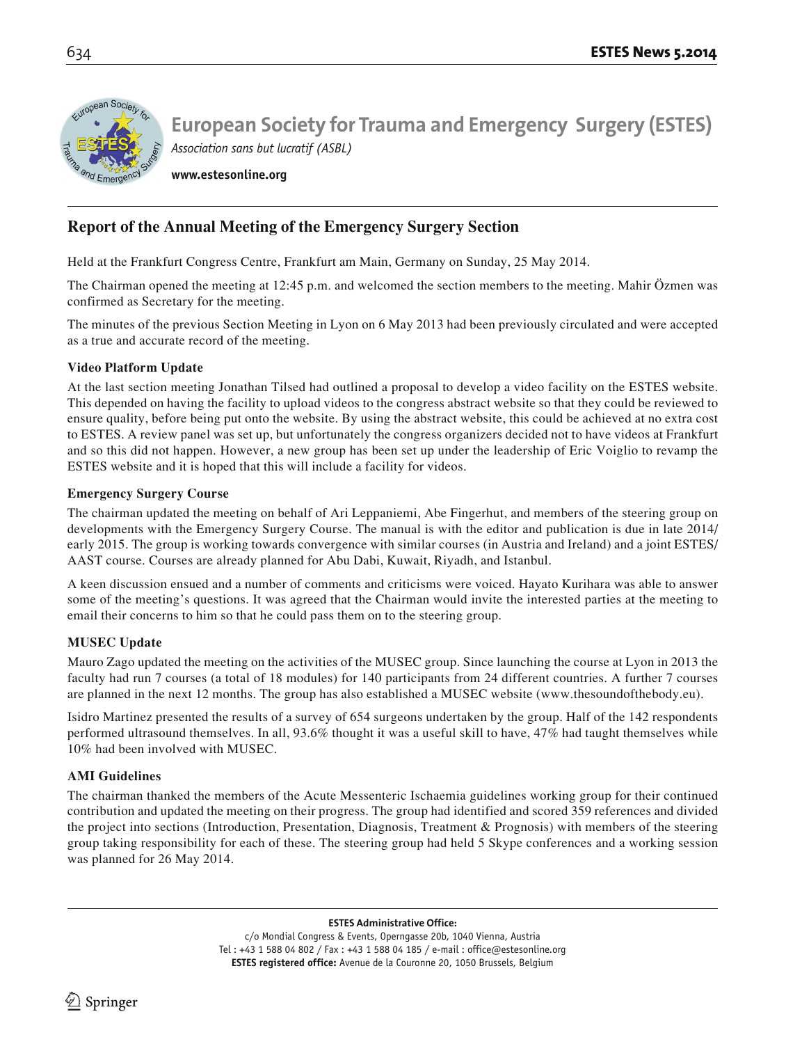# European Society for Trauma and Emergency Surgery (ESTES)

*Association sans but lucratif (ASBL)*

**www.estesonline.org**

## Report of the Annual Meeting of the Emergency Surgery Section

Held at the Frankfurt Congress Centre, Frankfurt am Main, Germany on Sunday, 25 May 2014.

The Chairman opened the meeting at 12:45 p.m. and welcomed the section members to the meeting. Mahir Özmen was confirmed as Secretary for the meeting.

The minutes of the previous Section Meeting in Lyon on 6 May 2013 had been previously circulated and were accepted as a true and accurate record of the meeting.

### Video Platform Update

At the last section meeting Jonathan Tilsed had outlined a proposal to develop a video facility on the ESTES website. This depended on having the facility to upload videos to the congress abstract website so that they could be reviewed to ensure quality, before being put onto the website. By using the abstract website, this could be achieved at no extra cost to ESTES. A review panel was set up, but unfortunately the congress organizers decided not to have videos at Frankfurt and so this did not happen. However, a new group has been set up under the leadership of Eric Voiglio to revamp the ESTES website and it is hoped that this will include a facility for videos.

### Emergency Surgery Course

The chairman updated the meeting on behalf of Ari Leppaniemi, Abe Fingerhut, and members of the steering group on developments with the Emergency Surgery Course. The manual is with the editor and publication is due in late 2014/ early 2015. The group is working towards convergence with similar courses (in Austria and Ireland) and a joint ESTES/ AAST course. Courses are already planned for Abu Dabi, Kuwait, Riyadh, and Istanbul.

A keen discussion ensued and a number of comments and criticisms were voiced. Hayato Kurihara was able to answer some of the meeting's questions. It was agreed that the Chairman would invite the interested parties at the meeting to email their concerns to him so that he could pass them on to the steering group.

### MUSEC Update

Mauro Zago updated the meeting on the activities of the MUSEC group. Since launching the course at Lyon in 2013 the faculty had run 7 courses (a total of 18 modules) for 140 participants from 24 different countries. A further 7 courses are planned in the next 12 months. The group has also established a MUSEC website (www.thesoundofthebody.eu).

Isidro Martinez presented the results of a survey of 654 surgeons undertaken by the group. Half of the 142 respondents performed ultrasound themselves. In all, 93.6% thought it was a useful skill to have, 47% had taught themselves while 10% had been involved with MUSEC.

### AMI Guidelines

The chairman thanked the members of the Acute Messenteric Ischaemia guidelines working group for their continued contribution and updated the meeting on their progress. The group had identified and scored 359 references and divided the project into sections (Introduction, Presentation, Diagnosis, Treatment & Prognosis) with members of the steering group taking responsibility for each of these. The steering group had held 5 Skype conferences and a working session was planned for 26 May 2014.

---

**ESTES Administrative Office:**
c/o Mondial Congress & Events, Operngasse 20b, 1040 Vienna, Austria
Tel : +43 1 588 04 802 / Fax : +43 1 588 04 185 / e-mail : office@estesonline.org
**ESTES registered office:** Avenue de la Couronne 20, 1050 Brussels, Belgium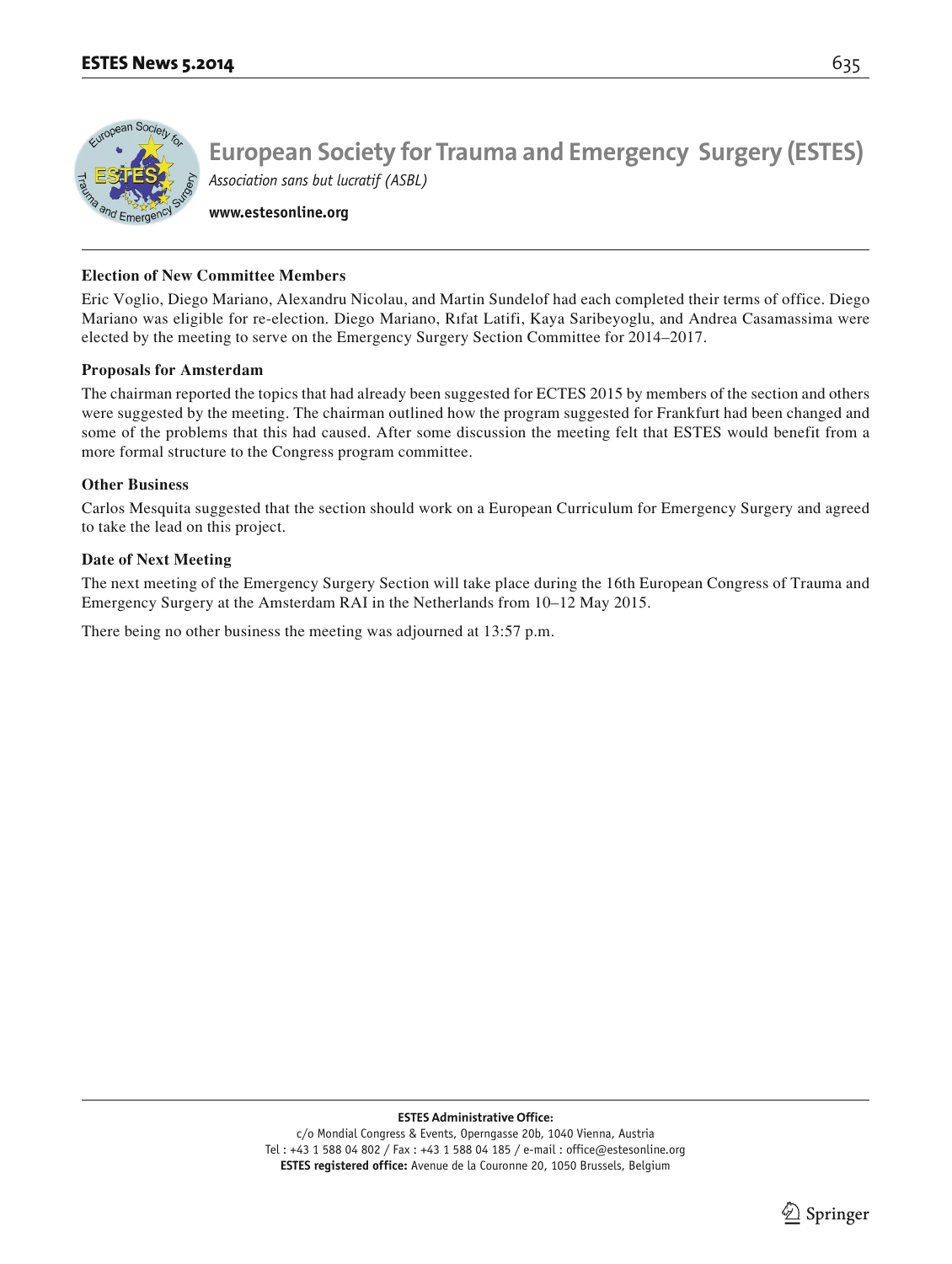# European Society for Trauma and Emergency Surgery (ESTES)

*Association sans but lucratif (ASBL)*

**www.estesonline.org**

### Election of New Committee Members

Eric Voglio, Diego Mariano, Alexandru Nicolau, and Martin Sundelof had each completed their terms of office. Diego Mariano was eligible for re-election. Diego Mariano, Rıfat Latifi, Kaya Saribeyoglu, and Andrea Casamassima were elected by the meeting to serve on the Emergency Surgery Section Committee for 2014–2017.

### Proposals for Amsterdam

The chairman reported the topics that had already been suggested for ECTES 2015 by members of the section and others were suggested by the meeting. The chairman outlined how the program suggested for Frankfurt had been changed and some of the problems that this had caused. After some discussion the meeting felt that ESTES would benefit from a more formal structure to the Congress program committee.

### Other Business

Carlos Mesquita suggested that the section should work on a European Curriculum for Emergency Surgery and agreed to take the lead on this project.

### Date of Next Meeting

The next meeting of the Emergency Surgery Section will take place during the 16th European Congress of Trauma and Emergency Surgery at the Amsterdam RAI in the Netherlands from 10–12 May 2015.

There being no other business the meeting was adjourned at 13:57 p.m.

**ESTES Administrative Office:**
c/o Mondial Congress & Events, Operngasse 20b, 1040 Vienna, Austria
Tel : +43 1 588 04 802 / Fax : +43 1 588 04 185 / e-mail : office@estesonline.org
**ESTES registered office:** Avenue de la Couronne 20, 1050 Brussels, Belgium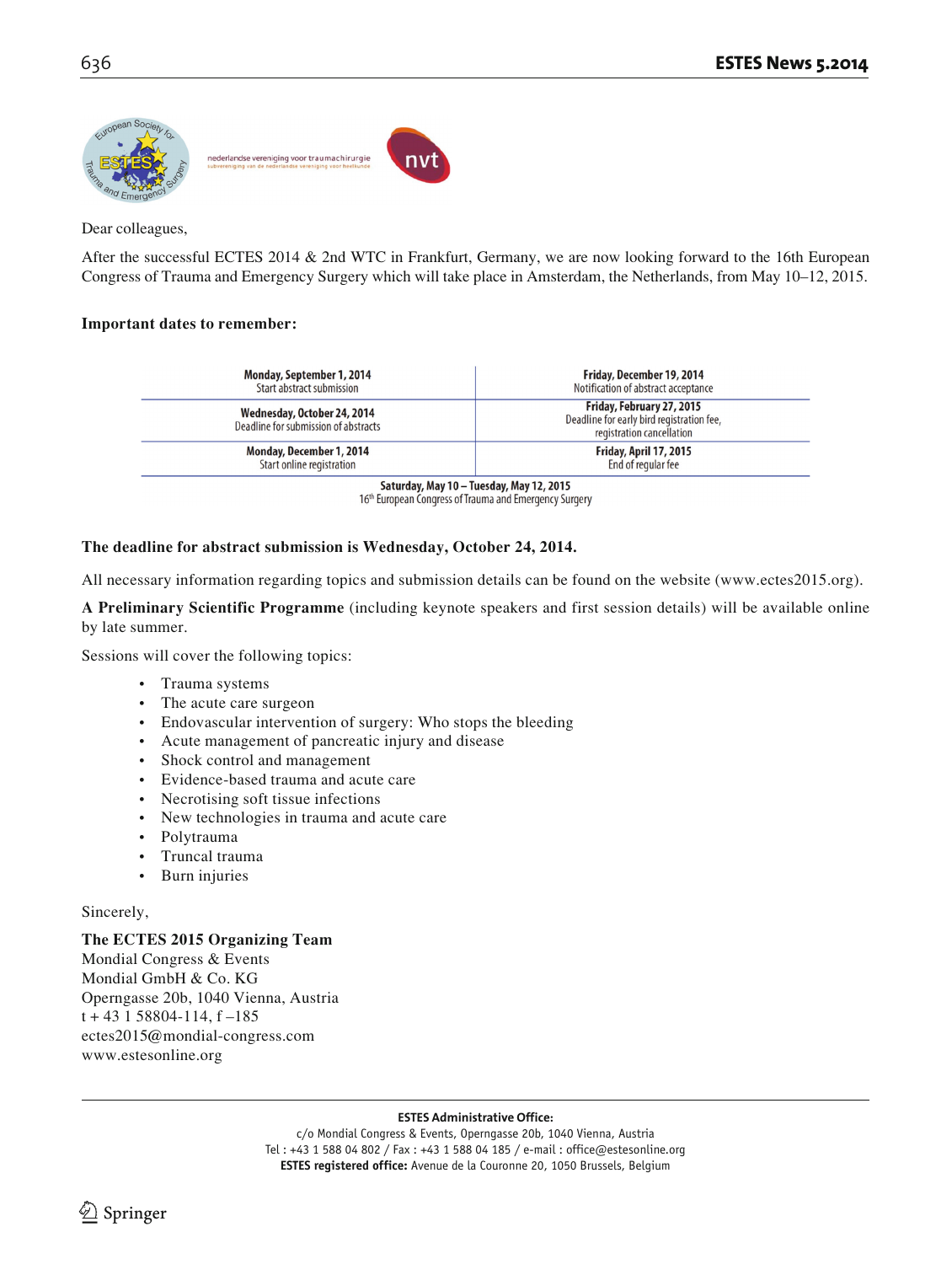nederlandse vereniging voor traumachirurgie

subvereniging van de nederlandse vereniging voor heelkunde

Dear colleagues,

After the successful ECTES 2014 & 2nd WTC in Frankfurt, Germany, we are now looking forward to the 16th European Congress of Trauma and Emergency Surgery which will take place in Amsterdam, the Netherlands, from May 10–12, 2015.

**Important dates to remember:**

| | |
|---|---|
| **Monday, September 1, 2014**<br>Start abstract submission | **Friday, December 19, 2014**<br>Notification of abstract acceptance |
| **Wednesday, October 24, 2014**<br>Deadline for submission of abstracts | **Friday, February 27, 2015**<br>Deadline for early bird registration fee, registration cancellation |
| **Monday, December 1, 2014**<br>Start online registration | **Friday, April 17, 2015**<br>End of regular fee |

**Saturday, May 10 – Tuesday, May 12, 2015**
16th European Congress of Trauma and Emergency Surgery

**The deadline for abstract submission is Wednesday, October 24, 2014.**

All necessary information regarding topics and submission details can be found on the website (www.ectes2015.org).

**A Preliminary Scientific Programme** (including keynote speakers and first session details) will be available online by late summer.

Sessions will cover the following topics:

- Trauma systems
- The acute care surgeon
- Endovascular intervention of surgery: Who stops the bleeding
- Acute management of pancreatic injury and disease
- Shock control and management
- Evidence-based trauma and acute care
- Necrotising soft tissue infections
- New technologies in trauma and acute care
- Polytrauma
- Truncal trauma
- Burn injuries

Sincerely,

**The ECTES 2015 Organizing Team**
Mondial Congress & Events
Mondial GmbH & Co. KG
Operngasse 20b, 1040 Vienna, Austria
t + 43 1 58804-114, f –185
ectes2015@mondial-congress.com
www.estesonline.org

**ESTES Administrative Office:**
c/o Mondial Congress & Events, Operngasse 20b, 1040 Vienna, Austria
Tel : +43 1 588 04 802 / Fax : +43 1 588 04 185 / e-mail : office@estesonline.org
**ESTES registered office:** Avenue de la Couronne 20, 1050 Brussels, Belgium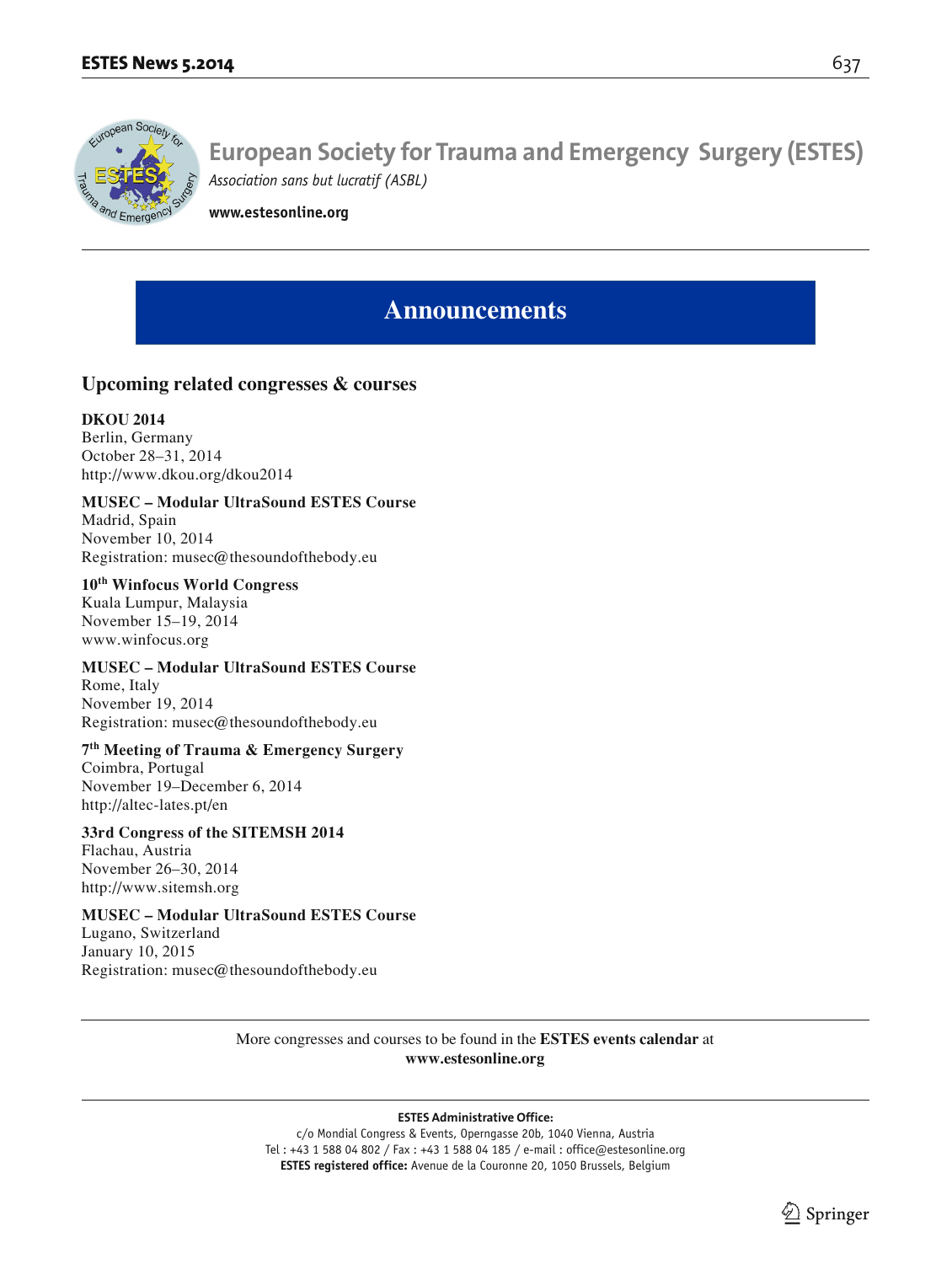# European Society for Trauma and Emergency Surgery (ESTES)

*Association sans but lucratif (ASBL)*

**www.estesonline.org**

## Announcements

### Upcoming related congresses & courses

**DKOU 2014**
Berlin, Germany
October 28–31, 2014
http://www.dkou.org/dkou2014

**MUSEC – Modular UltraSound ESTES Course**
Madrid, Spain
November 10, 2014
Registration: musec@thesoundofthebody.eu

**10th Winfocus World Congress**
Kuala Lumpur, Malaysia
November 15–19, 2014
www.winfocus.org

**MUSEC – Modular UltraSound ESTES Course**
Rome, Italy
November 19, 2014
Registration: musec@thesoundofthebody.eu

**7th Meeting of Trauma & Emergency Surgery**
Coimbra, Portugal
November 19–December 6, 2014
http://altec-lates.pt/en

**33rd Congress of the SITEMSH 2014**
Flachau, Austria
November 26–30, 2014
http://www.sitemsh.org

**MUSEC – Modular UltraSound ESTES Course**
Lugano, Switzerland
January 10, 2015
Registration: musec@thesoundofthebody.eu

---

More congresses and courses to be found in the **ESTES events calendar** at **www.estesonline.org**

---

**ESTES Administrative Office:**
c/o Mondial Congress & Events, Operngasse 20b, 1040 Vienna, Austria
Tel : +43 1 588 04 802 / Fax : +43 1 588 04 185 / e-mail : office@estesonline.org
**ESTES registered office:** Avenue de la Couronne 20, 1050 Brussels, Belgium